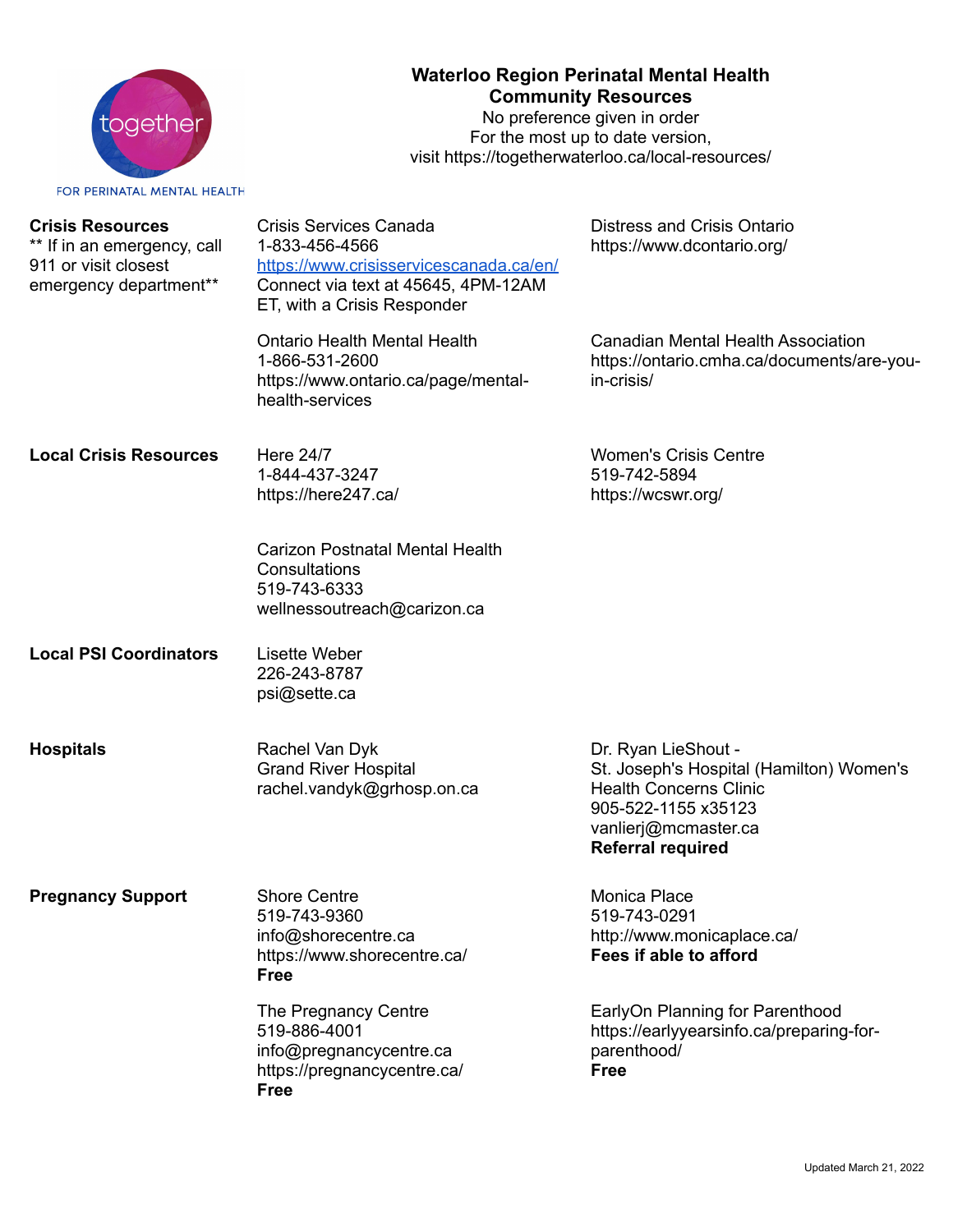# Waterloo Region Perinatal Mental Health Community Resources

No preference given in order

For the most up to date version, visit https://togetherwaterloo.ca/local-resources/

## Crisis Resources

** If in an emergency, call 911 or visit closest emergency department**

Crisis Services Canada
1-833-456-4566
https://www.crisisservicescanada.ca/en/
Connect via text at 45645, 4PM-12AM ET, with a Crisis Responder

Distress and Crisis Ontario
https://www.dcontario.org/

Ontario Health Mental Health
1-866-531-2600
https://www.ontario.ca/page/mental-health-services

Canadian Mental Health Association
https://ontario.cmha.ca/documents/are-you-in-crisis/

## Local Crisis Resources

Here 24/7
1-844-437-3247
https://here247.ca/

Women's Crisis Centre
519-742-5894
https://wcswr.org/

Carizon Postnatal Mental Health Consultations
519-743-6333
wellnessoutreach@carizon.ca

## Local PSI Coordinators

Lisette Weber
226-243-8787
psi@sette.ca

## Hospitals

Rachel Van Dyk
Grand River Hospital
rachel.vandyk@grhosp.on.ca

Dr. Ryan LieShout -
St. Joseph's Hospital (Hamilton) Women's Health Concerns Clinic
905-522-1155 x35123
vanlierj@mcmaster.ca
**Referral required**

## Pregnancy Support

Shore Centre
519-743-9360
info@shorecentre.ca
https://www.shorecentre.ca/
**Free**

Monica Place
519-743-0291
http://www.monicaplace.ca/
**Fees if able to afford**

The Pregnancy Centre
519-886-4001
info@pregnancycentre.ca
https://pregnancycentre.ca/
**Free**

EarlyOn Planning for Parenthood
https://earlyyearsinfo.ca/preparing-for-parenthood/
**Free**

Updated March 21, 2022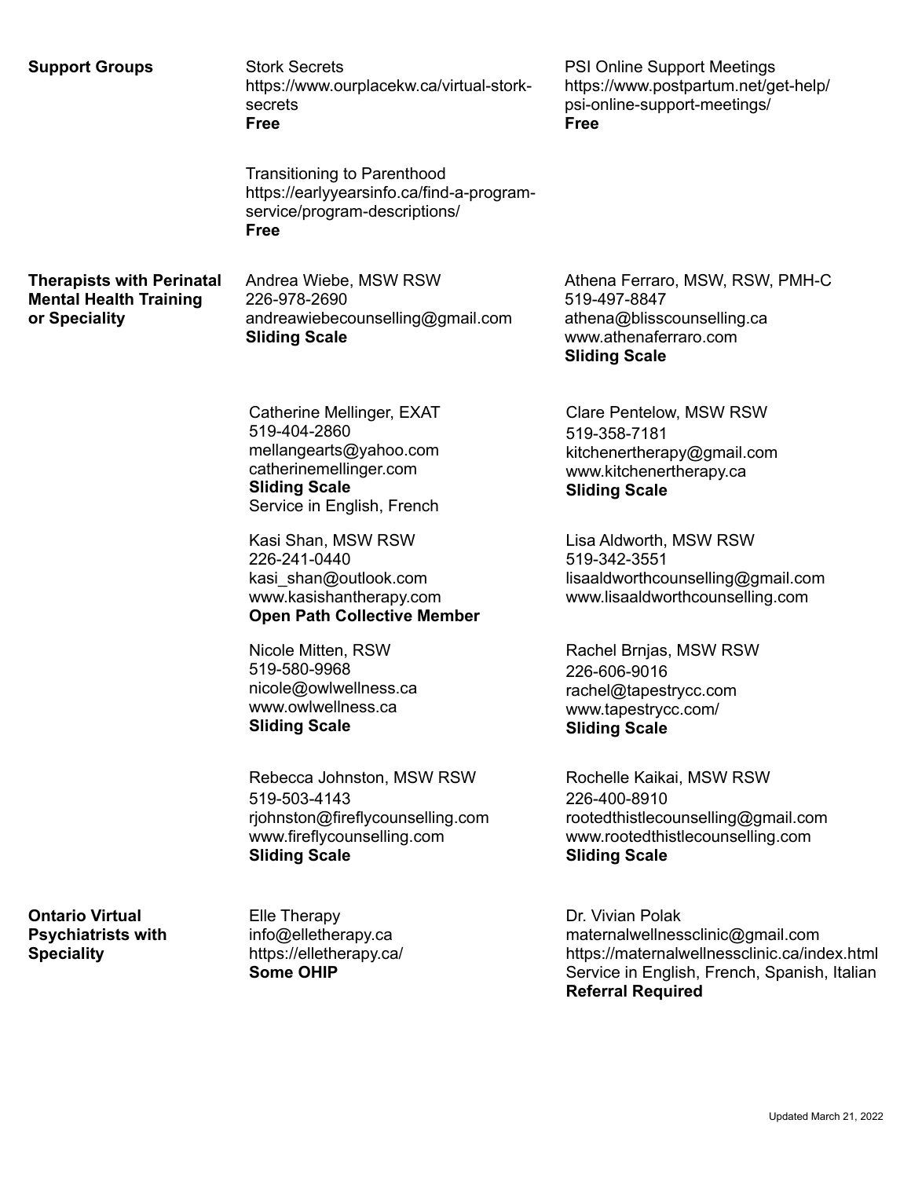## Support Groups

Stork Secrets
https://www.ourplacekw.ca/virtual-stork-secrets
**Free**

PSI Online Support Meetings
https://www.postpartum.net/get-help/psi-online-support-meetings/
**Free**

Transitioning to Parenthood
https://earlyyearsinfo.ca/find-a-program-service/program-descriptions/
**Free**

## Therapists with Perinatal Mental Health Training or Speciality

Andrea Wiebe, MSW RSW
226-978-2690
andreawiebecounselling@gmail.com
**Sliding Scale**

Athena Ferraro, MSW, RSW, PMH-C
519-497-8847
athena@blisscounselling.ca
www.athenaferraro.com
**Sliding Scale**

Catherine Mellinger, EXAT
519-404-2860
mellangearts@yahoo.com
catherinemellinger.com
**Sliding Scale**
Service in English, French

Clare Pentelow, MSW RSW
519-358-7181
kitchenertherapy@gmail.com
www.kitchenertherapy.ca
**Sliding Scale**

Kasi Shan, MSW RSW
226-241-0440
kasi_shan@outlook.com
www.kasishantherapy.com
**Open Path Collective Member**

Lisa Aldworth, MSW RSW
519-342-3551
lisaaldworthcounselling@gmail.com
www.lisaaldworthcounselling.com

Nicole Mitten, RSW
519-580-9968
nicole@owlwellness.ca
www.owlwellness.ca
**Sliding Scale**

Rachel Brnjas, MSW RSW
226-606-9016
rachel@tapestrycc.com
www.tapestrycc.com/
**Sliding Scale**

Rebecca Johnston, MSW RSW
519-503-4143
rjohnston@fireflycounselling.com
www.fireflycounselling.com
**Sliding Scale**

Rochelle Kaikai, MSW RSW
226-400-8910
rootedthistlecounselling@gmail.com
www.rootedthistlecounselling.com
**Sliding Scale**

## Ontario Virtual Psychiatrists with Speciality

Elle Therapy
info@elletherapy.ca
https://elletherapy.ca/
**Some OHIP**

Dr. Vivian Polak
maternalwellnessclinic@gmail.com
https://maternalwellnessclinic.ca/index.html
Service in English, French, Spanish, Italian
**Referral Required**

Updated March 21, 2022